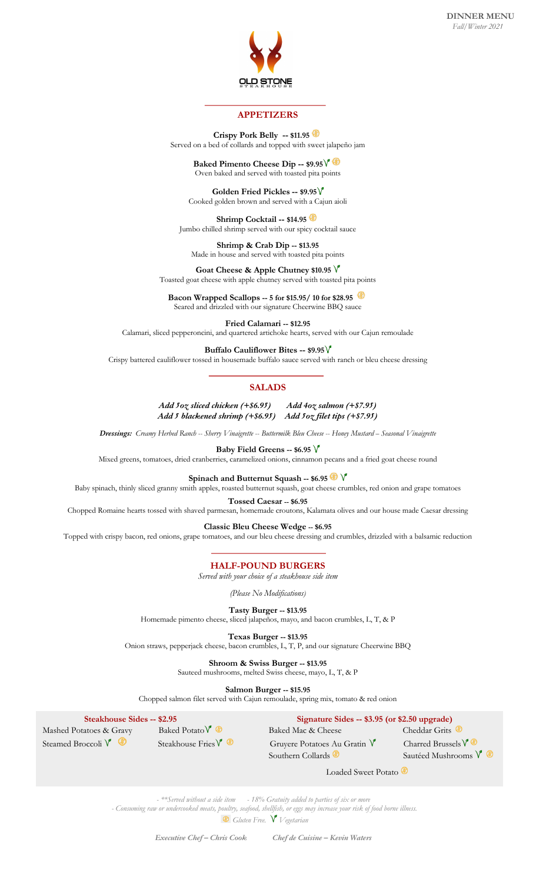**DINNER MENU**
*Fall/Winter 2021*

OLD STONE
STEAKHOUSE

## APPETIZERS

**Crispy Pork Belly -- $11.95** (GF)
Served on a bed of collards and topped with sweet jalapeño jam

**Baked Pimento Cheese Dip -- $9.95** (V) (GF)
Oven baked and served with toasted pita points

**Golden Fried Pickles -- $9.95** (V)
Cooked golden brown and served with a Cajun aioli

**Shrimp Cocktail -- $14.95** (GF)
Jumbo chilled shrimp served with our spicy cocktail sauce

**Shrimp & Crab Dip -- $13.95**
Made in house and served with toasted pita points

**Goat Cheese & Apple Chutney $10.95** (V)
Toasted goat cheese with apple chutney served with toasted pita points

**Bacon Wrapped Scallops -- 5 for $15.95/ 10 for $28.95** (GF)
Seared and drizzled with our signature Cheerwine BBQ sauce

**Fried Calamari -- $12.95**
Calamari, sliced pepperoncini, and quartered artichoke hearts, served with our Cajun remoulade

**Buffalo Cauliflower Bites -- $9.95** (V)
Crispy battered cauliflower tossed in housemade buffalo sauce served with ranch or bleu cheese dressing

## SALADS

***Add 5oz sliced chicken (+$6.95)*** ***Add 4oz salmon (+$7.95)***
***Add 5 blackened shrimp (+$6.95)*** ***Add 5oz filet tips (+$7.95)***

***Dressings:*** *Creamy Herbed Ranch -- Sherry Vinaigrette -- Buttermilk Bleu Cheese -- Honey Mustard – Seasonal Vinaigrette*

**Baby Field Greens -- $6.95** (V)
Mixed greens, tomatoes, dried cranberries, caramelized onions, cinnamon pecans and a fried goat cheese round

**Spinach and Butternut Squash -- $6.95** (GF) (V)
Baby spinach, thinly sliced granny smith apples, roasted butternut squash, goat cheese crumbles, red onion and grape tomatoes

**Tossed Caesar -- $6.95**
Chopped Romaine hearts tossed with shaved parmesan, homemade croutons, Kalamata olives and our house made Caesar dressing

**Classic Bleu Cheese Wedge -- $6.95**
Topped with crispy bacon, red onions, grape tomatoes, and our bleu cheese dressing and crumbles, drizzled with a balsamic reduction

## HALF-POUND BURGERS

*Served with your choice of a steakhouse side item*

*(Please No Modifications)*

**Tasty Burger -- $13.95**
Homemade pimento cheese, sliced jalapeños, mayo, and bacon crumbles, L, T, & P

**Texas Burger -- $13.95**
Onion straws, pepperjack cheese, bacon crumbles, L, T, P, and our signature Cheerwine BBQ

**Shroom & Swiss Burger -- $13.95**
Sauteed mushrooms, melted Swiss cheese, mayo, L, T, & P

**Salmon Burger -- $15.95**
Chopped salmon filet served with Cajun remoulade, spring mix, tomato & red onion

**Steakhouse Sides -- $2.95**

- Mashed Potatoes & Gravy
- Baked Potato (V) (GF)
- Steamed Broccoli (V) (GF)
- Steakhouse Fries (V) (GF)

**Signature Sides -- $3.95 (or $2.50 upgrade)**

- Baked Mac & Cheese
- Cheddar Grits (GF)
- Gruyere Potatoes Au Gratin (V)
- Charred Brussels (V) (GF)
- Southern Collards (GF)
- Sautéed Mushrooms (V) (GF)
- Loaded Sweet Potato (GF)

*- \*\*Served without a side item - 18% Gratuity added to parties of six or more*
*- Consuming raw or undercooked meats, poultry, seafood, shellfish, or eggs may increase your risk of food borne illness.*
*(GF) Gluten Free. (V) Vegetarian*

***Executive Chef – Chris Cook*** ***Chef de Cuisine – Kevin Waters***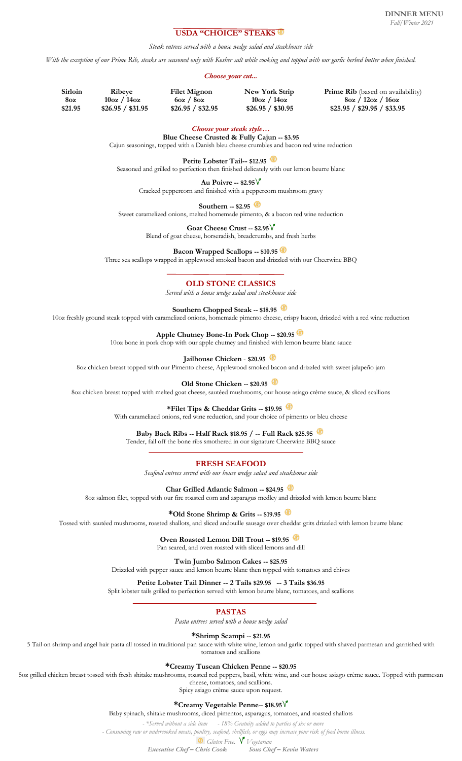DINNER MENU

*Fall/Winter 2021*

## USDA "CHOICE" STEAKS (Gluten Free)

*Steak entrees served with a house wedge salad and steakhouse side*

*With the exception of our Prime Rib, steaks are seasoned only with Kosher salt while cooking and topped with our garlic herbed butter when finished.*

***Choose your cut...***

| Sirloin | Ribeye | Filet Mignon | New York Strip | Prime Rib (based on availability) |
|---|---|---|---|---|
| 8oz | 10oz / 14oz | 6oz / 8oz | 10oz / 14oz | 8oz / 12oz / 16oz |
| $21.95 | $26.95 / $31.95 | $26.95 / $32.95 | $26.95 / $30.95 | $25.95 / $29.95 / $33.95 |

***Choose your steak style…***

**Blue Cheese Crusted & Fully Cajun -- $3.95**
Cajun seasonings, topped with a Danish bleu cheese crumbles and bacon red wine reduction

**Petite Lobster Tail-- $12.95** (Gluten Free)
Seasoned and grilled to perfection then finished delicately with our lemon beurre blanc

**Au Poivre -- $2.95** (Vegetarian)
Cracked peppercorn and finished with a peppercorn mushroom gravy

**Southern -- $2.95** (Gluten Free)
Sweet caramelized onions, melted homemade pimento, & a bacon red wine reduction

**Goat Cheese Crust -- $2.95** (Vegetarian)
Blend of goat cheese, horseradish, breadcrumbs, and fresh herbs

**Bacon Wrapped Scallops -- $10.95** (Gluten Free)
Three sea scallops wrapped in applewood smoked bacon and drizzled with our Cheerwine BBQ

## OLD STONE CLASSICS

*Served with a house wedge salad and steakhouse side*

**Southern Chopped Steak -- $18.95** (Gluten Free)
10oz freshly ground steak topped with caramelized onions, homemade pimento cheese, crispy bacon, drizzled with a red wine reduction

**Apple Chutney Bone-In Pork Chop -- $20.95** (Gluten Free)
10oz bone in pork chop with our apple chutney and finished with lemon beurre blanc sauce

**Jailhouse Chicken - $20.95** (Gluten Free)
8oz chicken breast topped with our Pimento cheese, Applewood smoked bacon and drizzled with sweet jalapeño jam

**Old Stone Chicken -- $20.95** (Gluten Free)
8oz chicken breast topped with melted goat cheese, sautéed mushrooms, our house asiago crème sauce, & sliced scallions

***Filet Tips & Cheddar Grits -- $19.95** (Gluten Free)
With caramelized onions, red wine reduction, and your choice of pimento or bleu cheese

**Baby Back Ribs -- Half Rack $18.95 / -- Full Rack $25.95** (Gluten Free)
Tender, fall off the bone ribs smothered in our signature Cheerwine BBQ sauce

## FRESH SEAFOOD

*Seafood entrees served with our house wedge salad and steakhouse side*

**Char Grilled Atlantic Salmon -- $24.95** (Gluten Free)
8oz salmon filet, topped with our fire roasted corn and asparagus medley and drizzled with lemon beurre blanc

***Old Stone Shrimp & Grits -- $19.95** (Gluten Free)
Tossed with sautéed mushrooms, roasted shallots, and sliced andouille sausage over cheddar grits drizzled with lemon beurre blanc

**Oven Roasted Lemon Dill Trout -- $19.95** (Gluten Free)
Pan seared, and oven roasted with sliced lemons and dill

**Twin Jumbo Salmon Cakes -- $25.95**
Drizzled with pepper sauce and lemon beurre blanc then topped with tomatoes and chives

**Petite Lobster Tail Dinner -- 2 Tails $29.95 -- 3 Tails $36.95**
Split lobster tails grilled to perfection served with lemon beurre blanc, tomatoes, and scallions

## PASTAS

*Pasta entrees served with a house wedge salad*

***Shrimp Scampi -- $21.95**
5 Tail on shrimp and angel hair pasta all tossed in traditional pan sauce with white wine, lemon and garlic topped with shaved parmesan and garnished with tomatoes and scallions

***Creamy Tuscan Chicken Penne -- $20.95**
5oz grilled chicken breast tossed with fresh shitake mushrooms, roasted red peppers, basil, white wine, and our house asiago crème sauce. Topped with parmesan cheese, tomatoes, and scallions.
Spicy asiago crème sauce upon request.

***Creamy Vegetable Penne-- $18.95** (Vegetarian)
Baby spinach, shitake mushrooms, diced pimentos, asparagus, tomatoes, and roasted shallots

*- *Served without a side item - 18% Gratuity added to parties of six or more*

*- Consuming raw or undercooked meats, poultry, seafood, shellfish, or eggs may increase your risk of food borne illness.*

*Gluten Free. Vegetarian*

***Executive Chef – Chris Cook Sous Chef – Kevin Waters***